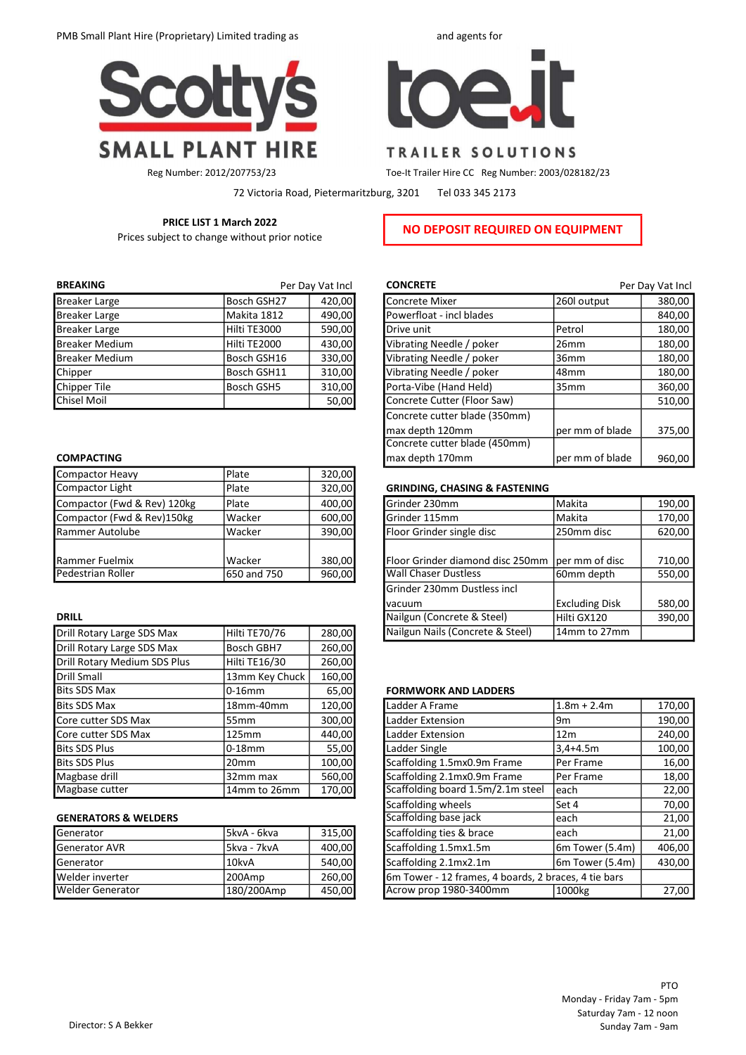PMB Small Plant Hire (Proprietary) Limited trading as **Scotty's SMALL PLANT HIRE**

Reg Number: 2012/207753/23

and agents for **toe.it TRAILER SOLUTIONS**

Toe-It Trailer Hire CC Reg Number: 2003/028182/23

72 Victoria Road, Pietermaritzburg, 3201 Tel 033 345 2173

**PRICE LIST 1 March 2022**

Prices subject to change without prior notice

**NO DEPOSIT REQUIRED ON EQUIPMENT**

### BREAKING

| Item | Model | Per Day Vat Incl |
|---|---|---|
| Breaker Large | Bosch GSH27 | 420,00 |
| Breaker Large | Makita 1812 | 490,00 |
| Breaker Large | Hilti TE3000 | 590,00 |
| Breaker Medium | Hilti TE2000 | 430,00 |
| Breaker Medium | Bosch GSH16 | 330,00 |
| Chipper | Bosch GSH11 | 310,00 |
| Chipper Tile | Bosch GSH5 | 310,00 |
| Chisel Moil | | 50,00 |

### COMPACTING

| Item | Model | Per Day Vat Incl |
|---|---|---|
| Compactor Heavy | Plate | 320,00 |
| Compactor Light | Plate | 320,00 |
| Compactor (Fwd & Rev) 120kg | Plate | 400,00 |
| Compactor (Fwd & Rev)150kg | Wacker | 600,00 |
| Rammer Autolube | Wacker | 390,00 |
| Rammer Fuelmix | Wacker | 380,00 |
| Pedestrian Roller | 650 and 750 | 960,00 |

### DRILL

| Item | Model | Per Day Vat Incl |
|---|---|---|
| Drill Rotary Large SDS Max | Hilti TE70/76 | 280,00 |
| Drill Rotary Large SDS Max | Bosch GBH7 | 260,00 |
| Drill Rotary Medium SDS Plus | Hilti TE16/30 | 260,00 |
| Drill Small | 13mm Key Chuck | 160,00 |
| Bits SDS Max | 0-16mm | 65,00 |
| Bits SDS Max | 18mm-40mm | 120,00 |
| Core cutter SDS Max | 55mm | 300,00 |
| Core cutter SDS Max | 125mm | 440,00 |
| Bits SDS Plus | 0-18mm | 55,00 |
| Bits SDS Plus | 20mm | 100,00 |
| Magbase drill | 32mm max | 560,00 |
| Magbase cutter | 14mm to 26mm | 170,00 |

### GENERATORS & WELDERS

| Item | Model | Per Day Vat Incl |
|---|---|---|
| Generator | 5kvA - 6kva | 315,00 |
| Generator AVR | 5kva - 7kvA | 400,00 |
| Generator | 10kvA | 540,00 |
| Welder inverter | 200Amp | 260,00 |
| Welder Generator | 180/200Amp | 450,00 |

### CONCRETE

| Item | Spec | Per Day Vat Incl |
|---|---|---|
| Concrete Mixer | 260l output | 380,00 |
| Powerfloat - incl blades | | 840,00 |
| Drive unit | Petrol | 180,00 |
| Vibrating Needle / poker | 26mm | 180,00 |
| Vibrating Needle / poker | 36mm | 180,00 |
| Vibrating Needle / poker | 48mm | 180,00 |
| Porta-Vibe (Hand Held) | 35mm | 360,00 |
| Concrete Cutter (Floor Saw) | | 510,00 |
| Concrete cutter blade (350mm) max depth 120mm | per mm of blade | 375,00 |
| Concrete cutter blade (450mm) max depth 170mm | per mm of blade | 960,00 |

### GRINDING, CHASING & FASTENING

| Item | Spec | Per Day Vat Incl |
|---|---|---|
| Grinder 230mm | Makita | 190,00 |
| Grinder 115mm | Makita | 170,00 |
| Floor Grinder single disc | 250mm disc | 620,00 |
| Floor Grinder diamond disc 250mm | per mm of disc | 710,00 |
| Wall Chaser Dustless | 60mm depth | 550,00 |
| Grinder 230mm Dustless incl vacuum | Excluding Disk | 580,00 |
| Nailgun (Concrete & Steel) | Hilti GX120 | 390,00 |
| Nailgun Nails (Concrete & Steel) | 14mm to 27mm | |

### FORMWORK AND LADDERS

| Item | Spec | Per Day Vat Incl |
|---|---|---|
| Ladder A Frame | 1.8m + 2.4m | 170,00 |
| Ladder Extension | 9m | 190,00 |
| Ladder Extension | 12m | 240,00 |
| Ladder Single | 3,4+4.5m | 100,00 |
| Scaffolding 1.5mx0.9m Frame | Per Frame | 16,00 |
| Scaffolding 2.1mx0.9m Frame | Per Frame | 18,00 |
| Scaffolding board 1.5m/2.1m steel | each | 22,00 |
| Scaffolding wheels | Set 4 | 70,00 |
| Scaffolding base jack | each | 21,00 |
| Scaffolding ties & brace | each | 21,00 |
| Scaffolding 1.5mx1.5m | 6m Tower (5.4m) | 406,00 |
| Scaffolding 2.1mx2.1m | 6m Tower (5.4m) | 430,00 |
| 6m Tower - 12 frames, 4 boards, 2 braces, 4 tie bars | | |
| Acrow prop 1980-3400mm | 1000kg | 27,00 |

PTO

Monday - Friday 7am - 5pm
Saturday 7am - 12 noon
Sunday 7am - 9am

Director: S A Bekker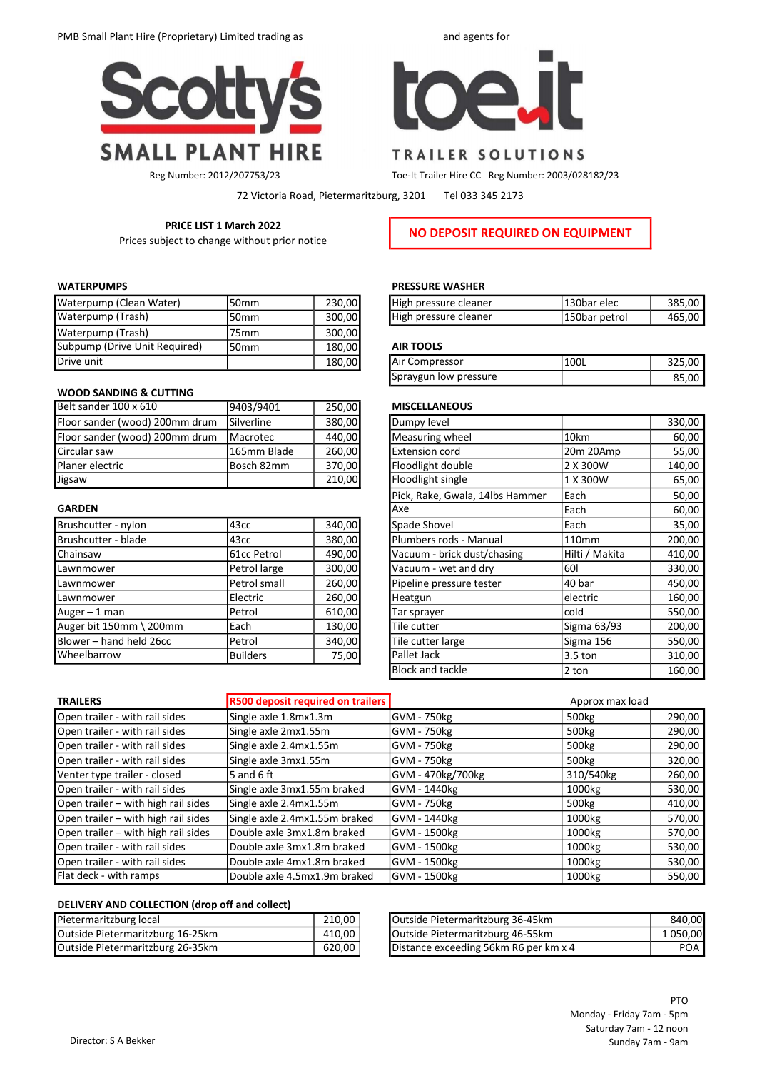PMB Small Plant Hire (Proprietary) Limited trading as

# Scotty's SMALL PLANT HIRE

Reg Number: 2012/207753/23

and agents for

# toe.it TRAILER SOLUTIONS

Toe-It Trailer Hire CC Reg Number: 2003/028182/23

72 Victoria Road, Pietermaritzburg, 3201 Tel 033 345 2173

**PRICE LIST 1 March 2022**

Prices subject to change without prior notice

**NO DEPOSIT REQUIRED ON EQUIPMENT**

### WATERPUMPS

| | | |
|---|---|---|
| Waterpump (Clean Water) | 50mm | 230,00 |
| Waterpump (Trash) | 50mm | 300,00 |
| Waterpump (Trash) | 75mm | 300,00 |
| Subpump (Drive Unit Required) | 50mm | 180,00 |
| Drive unit | | 180,00 |

### WOOD SANDING & CUTTING

| | | |
|---|---|---|
| Belt sander 100 x 610 | 9403/9401 | 250,00 |
| Floor sander (wood) 200mm drum | Silverline | 380,00 |
| Floor sander (wood) 200mm drum | Macrotec | 440,00 |
| Circular saw | 165mm Blade | 260,00 |
| Planer electric | Bosch 82mm | 370,00 |
| Jigsaw | | 210,00 |

### GARDEN

| | | |
|---|---|---|
| Brushcutter - nylon | 43cc | 340,00 |
| Brushcutter - blade | 43cc | 380,00 |
| Chainsaw | 61cc Petrol | 490,00 |
| Lawnmower | Petrol large | 300,00 |
| Lawnmower | Petrol small | 260,00 |
| Lawnmower | Electric | 260,00 |
| Auger – 1 man | Petrol | 610,00 |
| Auger bit 150mm \ 200mm | Each | 130,00 |
| Blower – hand held 26cc | Petrol | 340,00 |
| Wheelbarrow | Builders | 75,00 |

### PRESSURE WASHER

| | | |
|---|---|---|
| High pressure cleaner | 130bar elec | 385,00 |
| High pressure cleaner | 150bar petrol | 465,00 |

### AIR TOOLS

| | | |
|---|---|---|
| Air Compressor | 100L | 325,00 |
| Spraygun low pressure | | 85,00 |

### MISCELLANEOUS

| | | |
|---|---|---|
| Dumpy level | | 330,00 |
| Measuring wheel | 10km | 60,00 |
| Extension cord | 20m 20Amp | 55,00 |
| Floodlight double | 2 X 300W | 140,00 |
| Floodlight single | 1 X 300W | 65,00 |
| Pick, Rake, Gwala, 14lbs Hammer | Each | 50,00 |
| Axe | Each | 60,00 |
| Spade Shovel | Each | 35,00 |
| Plumbers rods - Manual | 110mm | 200,00 |
| Vacuum - brick dust/chasing | Hilti / Makita | 410,00 |
| Vacuum - wet and dry | 60l | 330,00 |
| Pipeline pressure tester | 40 bar | 450,00 |
| Heatgun | electric | 160,00 |
| Tar sprayer | cold | 550,00 |
| Tile cutter | Sigma 63/93 | 200,00 |
| Tile cutter large | Sigma 156 | 550,00 |
| Pallet Jack | 3.5 ton | 310,00 |
| Block and tackle | 2 ton | 160,00 |

### TRAILERS

| TRAILERS | **R500 deposit required on trailers** | | Approx max load | |
|---|---|---|---|---|
| Open trailer - with rail sides | Single axle 1.8mx1.3m | GVM - 750kg | 500kg | 290,00 |
| Open trailer - with rail sides | Single axle 2mx1.55m | GVM - 750kg | 500kg | 290,00 |
| Open trailer - with rail sides | Single axle 2.4mx1.55m | GVM - 750kg | 500kg | 290,00 |
| Open trailer - with rail sides | Single axle 3mx1.55m | GVM - 750kg | 500kg | 320,00 |
| Venter type trailer - closed | 5 and 6 ft | GVM - 470kg/700kg | 310/540kg | 260,00 |
| Open trailer - with rail sides | Single axle 3mx1.55m braked | GVM - 1440kg | 1000kg | 530,00 |
| Open trailer – with high rail sides | Single axle 2.4mx1.55m | GVM - 750kg | 500kg | 410,00 |
| Open trailer – with high rail sides | Single axle 2.4mx1.55m braked | GVM - 1440kg | 1000kg | 570,00 |
| Open trailer – with high rail sides | Double axle 3mx1.8m braked | GVM - 1500kg | 1000kg | 570,00 |
| Open trailer - with rail sides | Double axle 3mx1.8m braked | GVM - 1500kg | 1000kg | 530,00 |
| Open trailer - with rail sides | Double axle 4mx1.8m braked | GVM - 1500kg | 1000kg | 530,00 |
| Flat deck - with ramps | Double axle 4.5mx1.9m braked | GVM - 1500kg | 1000kg | 550,00 |

### DELIVERY AND COLLECTION (drop off and collect)

| | |
|---|---|
| Pietermaritzburg local | 210,00 |
| Outside Pietermaritzburg 16-25km | 410,00 |
| Outside Pietermaritzburg 26-35km | 620,00 |
| Outside Pietermaritzburg 36-45km | 840,00 |
| Outside Pietermaritzburg 46-55km | 1 050,00 |
| Distance exceeding 56km R6 per km x 4 | POA |

PTO

Monday - Friday 7am - 5pm
Saturday 7am - 12 noon
Sunday 7am - 9am

Director: S A Bekker